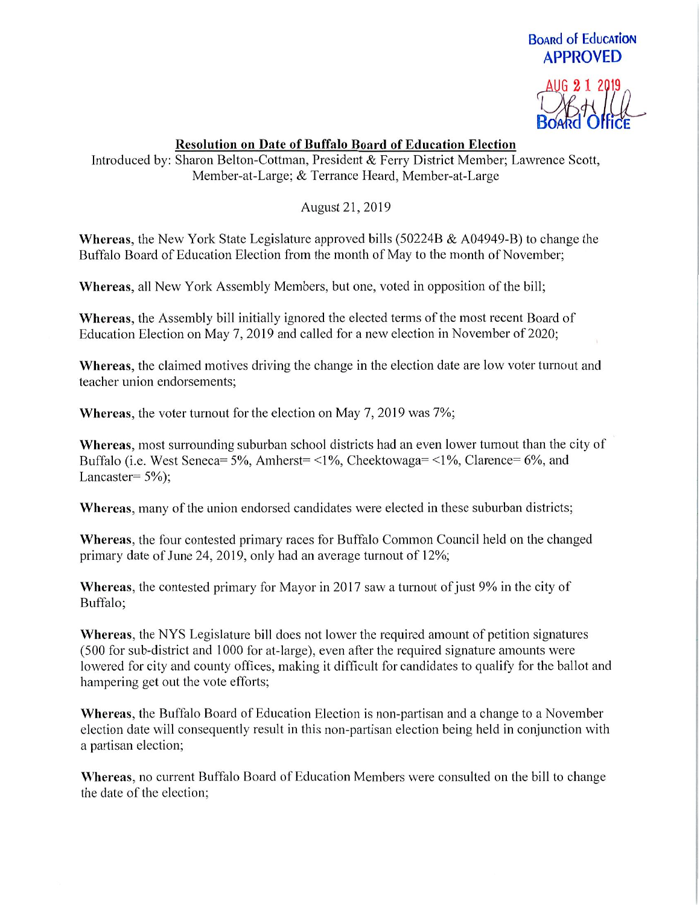Board of Education
APPROVED
AUG 21 2019
Board Office

## Resolution on Date of Buffalo Board of Education Election

Introduced by: Sharon Belton-Cottman, President & Ferry District Member; Lawrence Scott, Member-at-Large; & Terrance Heard, Member-at-Large

August 21, 2019

**Whereas**, the New York State Legislature approved bills (50224B & A04949-B) to change the Buffalo Board of Education Election from the month of May to the month of November;

**Whereas**, all New York Assembly Members, but one, voted in opposition of the bill;

**Whereas**, the Assembly bill initially ignored the elected terms of the most recent Board of Education Election on May 7, 2019 and called for a new election in November of 2020;

**Whereas**, the claimed motives driving the change in the election date are low voter turnout and teacher union endorsements;

**Whereas**, the voter turnout for the election on May 7, 2019 was 7%;

**Whereas**, most surrounding suburban school districts had an even lower turnout than the city of Buffalo (i.e. West Seneca= 5%, Amherst= <1%, Cheektowaga= <1%, Clarence= 6%, and Lancaster= 5%);

**Whereas**, many of the union endorsed candidates were elected in these suburban districts;

**Whereas**, the four contested primary races for Buffalo Common Council held on the changed primary date of June 24, 2019, only had an average turnout of 12%;

**Whereas**, the contested primary for Mayor in 2017 saw a turnout of just 9% in the city of Buffalo;

**Whereas**, the NYS Legislature bill does not lower the required amount of petition signatures (500 for sub-district and 1000 for at-large), even after the required signature amounts were lowered for city and county offices, making it difficult for candidates to qualify for the ballot and hampering get out the vote efforts;

**Whereas**, the Buffalo Board of Education Election is non-partisan and a change to a November election date will consequently result in this non-partisan election being held in conjunction with a partisan election;

**Whereas**, no current Buffalo Board of Education Members were consulted on the bill to change the date of the election;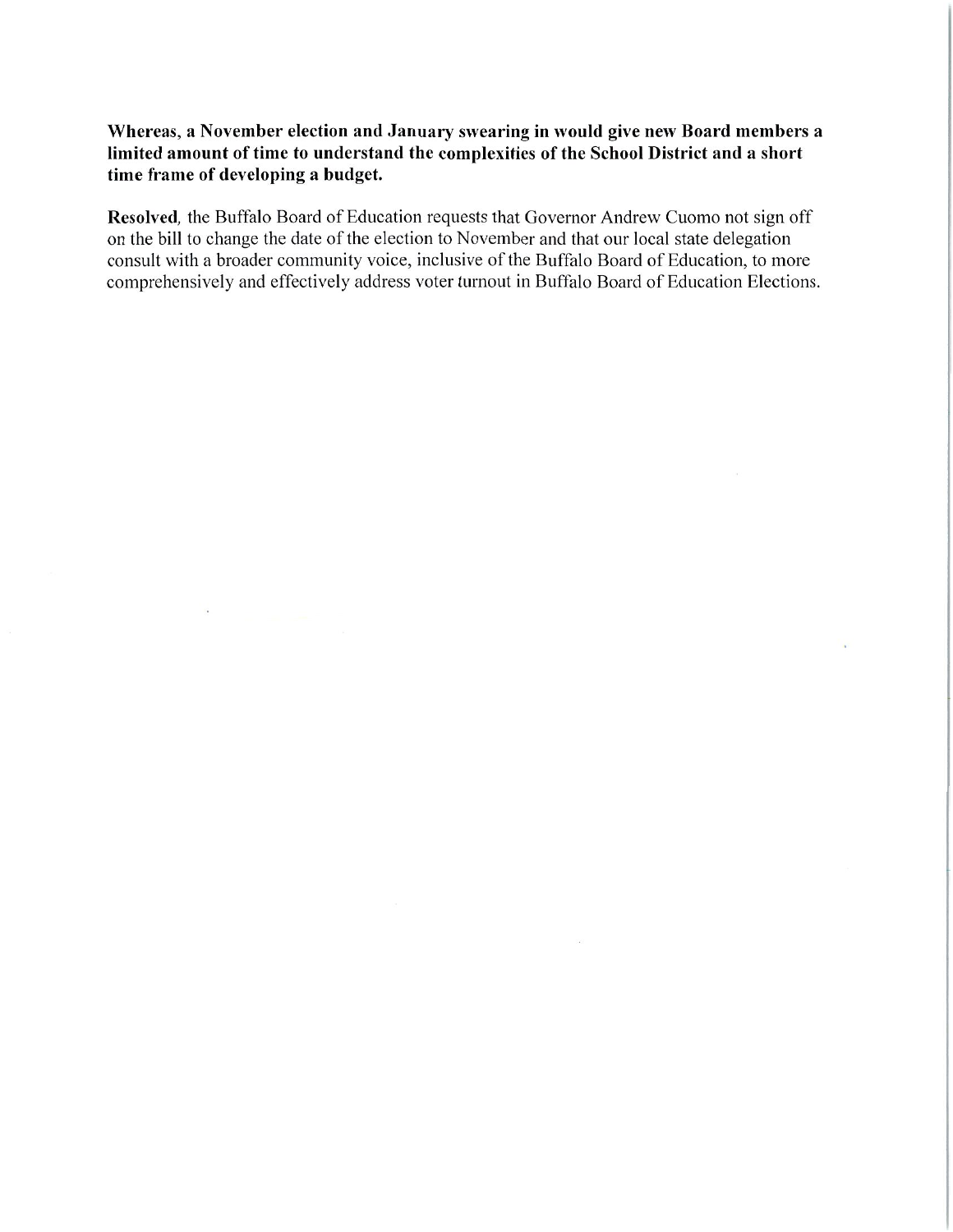**Whereas, a November election and January swearing in would give new Board members a limited amount of time to understand the complexities of the School District and a short time frame of developing a budget.**

**Resolved**, the Buffalo Board of Education requests that Governor Andrew Cuomo not sign off on the bill to change the date of the election to November and that our local state delegation consult with a broader community voice, inclusive of the Buffalo Board of Education, to more comprehensively and effectively address voter turnout in Buffalo Board of Education Elections.